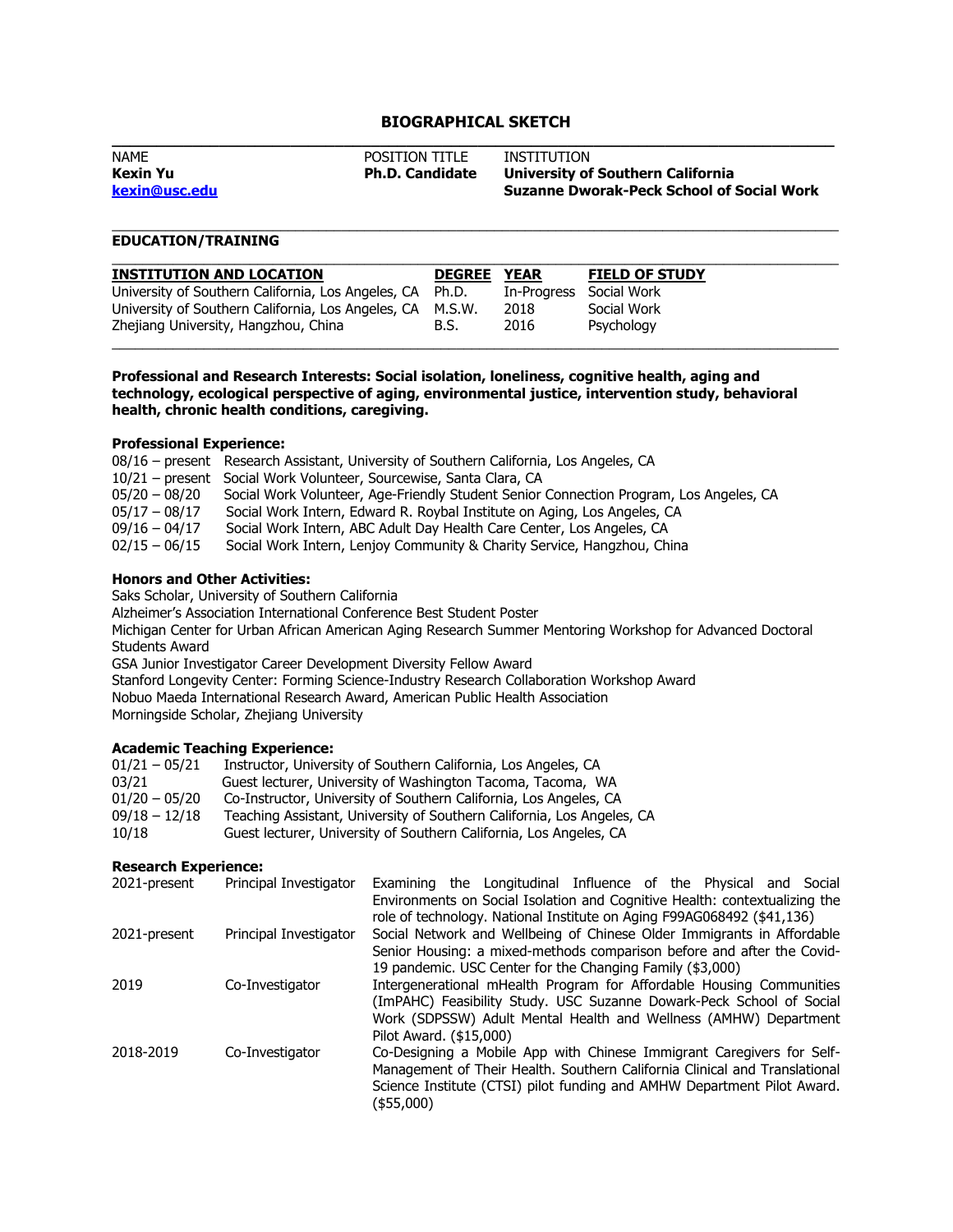# BIOGRAPHICAL SKETCH

| NAME | POSITION TITLE | INSTITUTION |
|---|---|---|
| **Kexin Yu** | **Ph.D. Candidate** | **University of Southern California** |
| **kexin@usc.edu** | | **Suzanne Dworak-Peck School of Social Work** |

## EDUCATION/TRAINING

| INSTITUTION AND LOCATION | DEGREE | YEAR | FIELD OF STUDY |
|---|---|---|---|
| University of Southern California, Los Angeles, CA | Ph.D. | In-Progress | Social Work |
| University of Southern California, Los Angeles, CA | M.S.W. | 2018 | Social Work |
| Zhejiang University, Hangzhou, China | B.S. | 2016 | Psychology |

**Professional and Research Interests: Social isolation, loneliness, cognitive health, aging and technology, ecological perspective of aging, environmental justice, intervention study, behavioral health, chronic health conditions, caregiving.**

### Professional Experience:

08/16 – present Research Assistant, University of Southern California, Los Angeles, CA
10/21 – present Social Work Volunteer, Sourcewise, Santa Clara, CA
05/20 – 08/20 Social Work Volunteer, Age-Friendly Student Senior Connection Program, Los Angeles, CA
05/17 – 08/17 Social Work Intern, Edward R. Roybal Institute on Aging, Los Angeles, CA
09/16 – 04/17 Social Work Intern, ABC Adult Day Health Care Center, Los Angeles, CA
02/15 – 06/15 Social Work Intern, Lenjoy Community & Charity Service, Hangzhou, China

### Honors and Other Activities:

Saks Scholar, University of Southern California
Alzheimer's Association International Conference Best Student Poster
Michigan Center for Urban African American Aging Research Summer Mentoring Workshop for Advanced Doctoral Students Award
GSA Junior Investigator Career Development Diversity Fellow Award
Stanford Longevity Center: Forming Science-Industry Research Collaboration Workshop Award
Nobuo Maeda International Research Award, American Public Health Association
Morningside Scholar, Zhejiang University

### Academic Teaching Experience:

01/21 – 05/21 Instructor, University of Southern California, Los Angeles, CA
03/21 Guest lecturer, University of Washington Tacoma, Tacoma, WA
01/20 – 05/20 Co-Instructor, University of Southern California, Los Angeles, CA
09/18 – 12/18 Teaching Assistant, University of Southern California, Los Angeles, CA
10/18 Guest lecturer, University of Southern California, Los Angeles, CA

### Research Experience:

| | | |
|---|---|---|
| 2021-present | Principal Investigator | Examining the Longitudinal Influence of the Physical and Social Environments on Social Isolation and Cognitive Health: contextualizing the role of technology. National Institute on Aging F99AG068492 ($41,136) |
| 2021-present | Principal Investigator | Social Network and Wellbeing of Chinese Older Immigrants in Affordable Senior Housing: a mixed-methods comparison before and after the Covid-19 pandemic. USC Center for the Changing Family ($3,000) |
| 2019 | Co-Investigator | Intergenerational mHealth Program for Affordable Housing Communities (ImPAHC) Feasibility Study. USC Suzanne Dowark-Peck School of Social Work (SDPSSW) Adult Mental Health and Wellness (AMHW) Department Pilot Award. ($15,000) |
| 2018-2019 | Co-Investigator | Co-Designing a Mobile App with Chinese Immigrant Caregivers for Self-Management of Their Health. Southern California Clinical and Translational Science Institute (CTSI) pilot funding and AMHW Department Pilot Award. ($55,000) |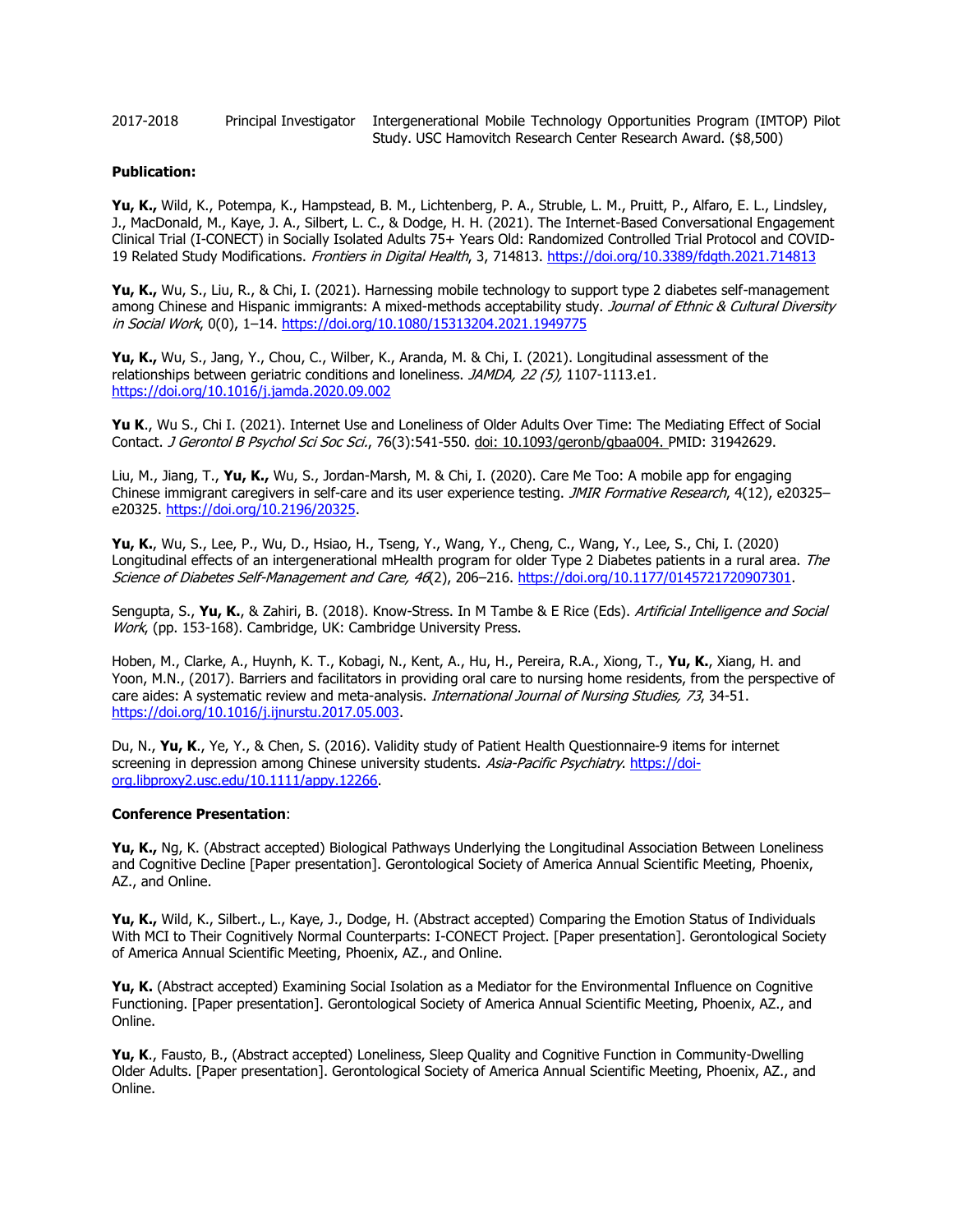2017-2018 Principal Investigator Intergenerational Mobile Technology Opportunities Program (IMTOP) Pilot Study. USC Hamovitch Research Center Research Award. ($8,500)

**Publication:**

**Yu, K.,** Wild, K., Potempa, K., Hampstead, B. M., Lichtenberg, P. A., Struble, L. M., Pruitt, P., Alfaro, E. L., Lindsley, J., MacDonald, M., Kaye, J. A., Silbert, L. C., & Dodge, H. H. (2021). The Internet-Based Conversational Engagement Clinical Trial (I-CONECT) in Socially Isolated Adults 75+ Years Old: Randomized Controlled Trial Protocol and COVID-19 Related Study Modifications. *Frontiers in Digital Health*, 3, 714813. https://doi.org/10.3389/fdgth.2021.714813

**Yu, K.,** Wu, S., Liu, R., & Chi, I. (2021). Harnessing mobile technology to support type 2 diabetes self-management among Chinese and Hispanic immigrants: A mixed-methods acceptability study. *Journal of Ethnic & Cultural Diversity in Social Work*, 0(0), 1–14. https://doi.org/10.1080/15313204.2021.1949775

**Yu, K.,** Wu, S., Jang, Y., Chou, C., Wilber, K., Aranda, M. & Chi, I. (2021). Longitudinal assessment of the relationships between geriatric conditions and loneliness. *JAMDA, 22 (5),* 1107-1113.e1. https://doi.org/10.1016/j.jamda.2020.09.002

**Yu K**., Wu S., Chi I. (2021). Internet Use and Loneliness of Older Adults Over Time: The Mediating Effect of Social Contact. *J Gerontol B Psychol Sci Soc Sci.*, 76(3):541-550. doi: 10.1093/geronb/gbaa004. PMID: 31942629.

Liu, M., Jiang, T., **Yu, K.,** Wu, S., Jordan-Marsh, M. & Chi, I. (2020). Care Me Too: A mobile app for engaging Chinese immigrant caregivers in self-care and its user experience testing. *JMIR Formative Research*, 4(12), e20325–e20325. https://doi.org/10.2196/20325.

**Yu, K.**, Wu, S., Lee, P., Wu, D., Hsiao, H., Tseng, Y., Wang, Y., Cheng, C., Wang, Y., Lee, S., Chi, I. (2020) Longitudinal effects of an intergenerational mHealth program for older Type 2 Diabetes patients in a rural area. *The Science of Diabetes Self-Management and Care, 46*(2), 206–216. https://doi.org/10.1177/0145721720907301.

Sengupta, S., **Yu, K.**, & Zahiri, B. (2018). Know-Stress. In M Tambe & E Rice (Eds). *Artificial Intelligence and Social Work*, (pp. 153-168). Cambridge, UK: Cambridge University Press.

Hoben, M., Clarke, A., Huynh, K. T., Kobagi, N., Kent, A., Hu, H., Pereira, R.A., Xiong, T., **Yu, K.**, Xiang, H. and Yoon, M.N., (2017). Barriers and facilitators in providing oral care to nursing home residents, from the perspective of care aides: A systematic review and meta-analysis. *International Journal of Nursing Studies, 73*, 34-51. https://doi.org/10.1016/j.ijnurstu.2017.05.003.

Du, N., **Yu, K**., Ye, Y., & Chen, S. (2016). Validity study of Patient Health Questionnaire-9 items for internet screening in depression among Chinese university students. *Asia-Pacific Psychiatry*. https://doi-org.libproxy2.usc.edu/10.1111/appy.12266.

**Conference Presentation**:

**Yu, K.,** Ng, K. (Abstract accepted) Biological Pathways Underlying the Longitudinal Association Between Loneliness and Cognitive Decline [Paper presentation]. Gerontological Society of America Annual Scientific Meeting, Phoenix, AZ., and Online.

**Yu, K.,** Wild, K., Silbert., L., Kaye, J., Dodge, H. (Abstract accepted) Comparing the Emotion Status of Individuals With MCI to Their Cognitively Normal Counterparts: I-CONECT Project. [Paper presentation]. Gerontological Society of America Annual Scientific Meeting, Phoenix, AZ., and Online.

**Yu, K.** (Abstract accepted) Examining Social Isolation as a Mediator for the Environmental Influence on Cognitive Functioning. [Paper presentation]. Gerontological Society of America Annual Scientific Meeting, Phoenix, AZ., and Online.

**Yu, K**., Fausto, B., (Abstract accepted) Loneliness, Sleep Quality and Cognitive Function in Community-Dwelling Older Adults. [Paper presentation]. Gerontological Society of America Annual Scientific Meeting, Phoenix, AZ., and Online.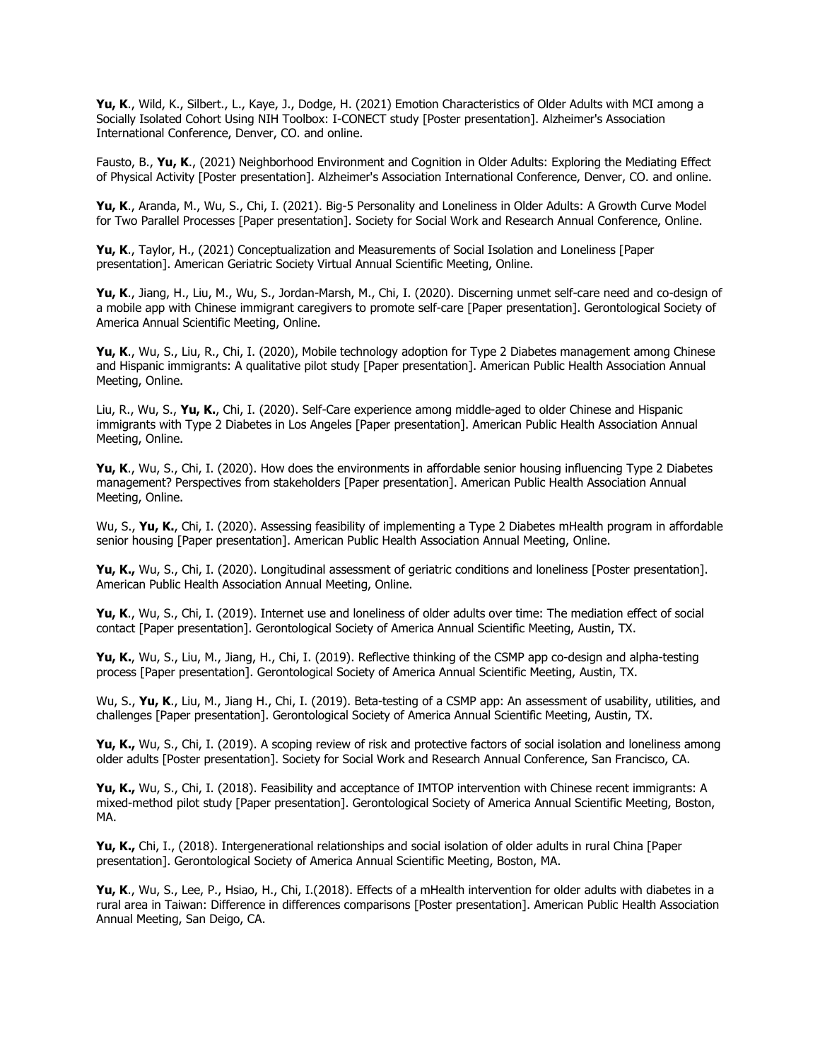**Yu, K**., Wild, K., Silbert., L., Kaye, J., Dodge, H. (2021) Emotion Characteristics of Older Adults with MCI among a Socially Isolated Cohort Using NIH Toolbox: I-CONECT study [Poster presentation]. Alzheimer's Association International Conference, Denver, CO. and online.

Fausto, B., **Yu, K**., (2021) Neighborhood Environment and Cognition in Older Adults: Exploring the Mediating Effect of Physical Activity [Poster presentation]. Alzheimer's Association International Conference, Denver, CO. and online.

**Yu, K**., Aranda, M., Wu, S., Chi, I. (2021). Big-5 Personality and Loneliness in Older Adults: A Growth Curve Model for Two Parallel Processes [Paper presentation]. Society for Social Work and Research Annual Conference, Online.

**Yu, K**., Taylor, H., (2021) Conceptualization and Measurements of Social Isolation and Loneliness [Paper presentation]. American Geriatric Society Virtual Annual Scientific Meeting, Online.

**Yu, K**., Jiang, H., Liu, M., Wu, S., Jordan-Marsh, M., Chi, I. (2020). Discerning unmet self-care need and co-design of a mobile app with Chinese immigrant caregivers to promote self-care [Paper presentation]. Gerontological Society of America Annual Scientific Meeting, Online.

**Yu, K**., Wu, S., Liu, R., Chi, I. (2020), Mobile technology adoption for Type 2 Diabetes management among Chinese and Hispanic immigrants: A qualitative pilot study [Paper presentation]. American Public Health Association Annual Meeting, Online.

Liu, R., Wu, S., **Yu, K.**, Chi, I. (2020). Self-Care experience among middle-aged to older Chinese and Hispanic immigrants with Type 2 Diabetes in Los Angeles [Paper presentation]. American Public Health Association Annual Meeting, Online.

**Yu, K**., Wu, S., Chi, I. (2020). How does the environments in affordable senior housing influencing Type 2 Diabetes management? Perspectives from stakeholders [Paper presentation]. American Public Health Association Annual Meeting, Online.

Wu, S., **Yu, K.**, Chi, I. (2020). Assessing feasibility of implementing a Type 2 Diabetes mHealth program in affordable senior housing [Paper presentation]. American Public Health Association Annual Meeting, Online.

**Yu, K.,** Wu, S., Chi, I. (2020). Longitudinal assessment of geriatric conditions and loneliness [Poster presentation]. American Public Health Association Annual Meeting, Online.

**Yu, K**., Wu, S., Chi, I. (2019). Internet use and loneliness of older adults over time: The mediation effect of social contact [Paper presentation]. Gerontological Society of America Annual Scientific Meeting, Austin, TX.

**Yu, K.**, Wu, S., Liu, M., Jiang, H., Chi, I. (2019). Reflective thinking of the CSMP app co-design and alpha-testing process [Paper presentation]. Gerontological Society of America Annual Scientific Meeting, Austin, TX.

Wu, S., **Yu, K**., Liu, M., Jiang H., Chi, I. (2019). Beta-testing of a CSMP app: An assessment of usability, utilities, and challenges [Paper presentation]. Gerontological Society of America Annual Scientific Meeting, Austin, TX.

**Yu, K.,** Wu, S., Chi, I. (2019). A scoping review of risk and protective factors of social isolation and loneliness among older adults [Poster presentation]. Society for Social Work and Research Annual Conference, San Francisco, CA.

**Yu, K.,** Wu, S., Chi, I. (2018). Feasibility and acceptance of IMTOP intervention with Chinese recent immigrants: A mixed-method pilot study [Paper presentation]. Gerontological Society of America Annual Scientific Meeting, Boston, MA.

**Yu, K.,** Chi, I., (2018). Intergenerational relationships and social isolation of older adults in rural China [Paper presentation]. Gerontological Society of America Annual Scientific Meeting, Boston, MA.

**Yu, K**., Wu, S., Lee, P., Hsiao, H., Chi, I.(2018). Effects of a mHealth intervention for older adults with diabetes in a rural area in Taiwan: Difference in differences comparisons [Poster presentation]. American Public Health Association Annual Meeting, San Deigo, CA.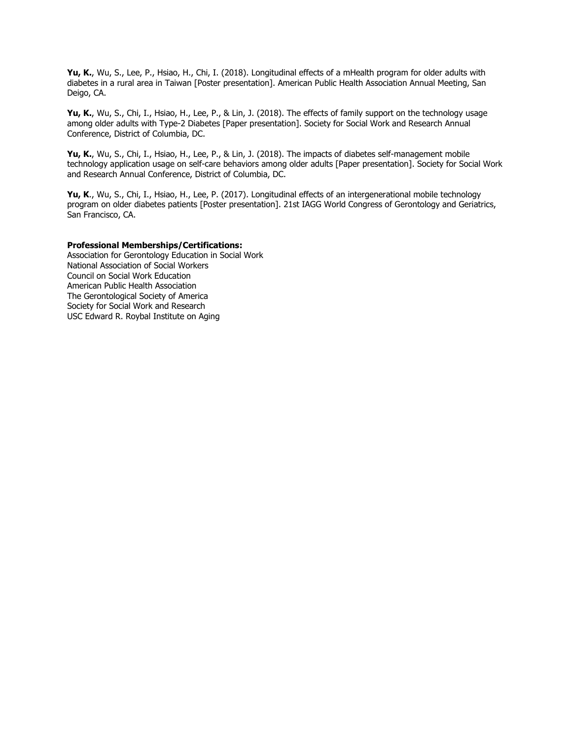**Yu, K.**, Wu, S., Lee, P., Hsiao, H., Chi, I. (2018). Longitudinal effects of a mHealth program for older adults with diabetes in a rural area in Taiwan [Poster presentation]. American Public Health Association Annual Meeting, San Deigo, CA.

**Yu, K.**, Wu, S., Chi, I., Hsiao, H., Lee, P., & Lin, J. (2018). The effects of family support on the technology usage among older adults with Type-2 Diabetes [Paper presentation]. Society for Social Work and Research Annual Conference, District of Columbia, DC.

**Yu, K.**, Wu, S., Chi, I., Hsiao, H., Lee, P., & Lin, J. (2018). The impacts of diabetes self-management mobile technology application usage on self-care behaviors among older adults [Paper presentation]. Society for Social Work and Research Annual Conference, District of Columbia, DC.

**Yu, K**., Wu, S., Chi, I., Hsiao, H., Lee, P. (2017). Longitudinal effects of an intergenerational mobile technology program on older diabetes patients [Poster presentation]. 21st IAGG World Congress of Gerontology and Geriatrics, San Francisco, CA.

**Professional Memberships/Certifications:**

Association for Gerontology Education in Social Work
National Association of Social Workers
Council on Social Work Education
American Public Health Association
The Gerontological Society of America
Society for Social Work and Research
USC Edward R. Roybal Institute on Aging